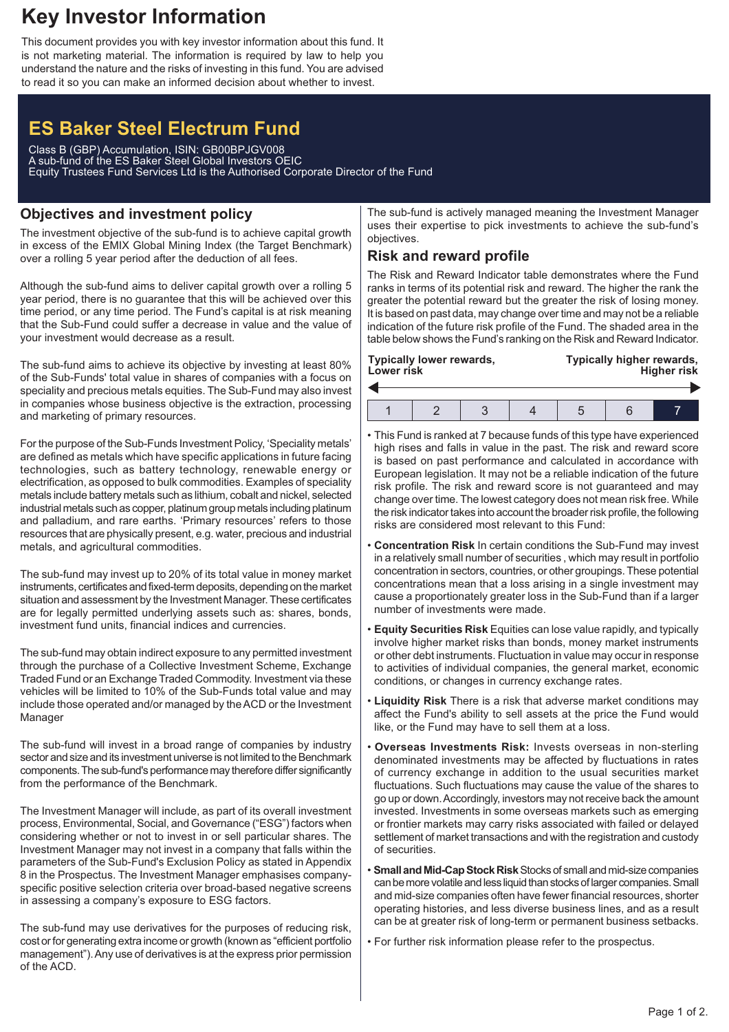# Key Investor Information

This document provides you with key investor information about this fund. It is not marketing material. The information is required by law to help you understand the nature and the risks of investing in this fund. You are advised to read it so you can make an informed decision about whether to invest.

## ES Baker Steel Electrum Fund

Class B (GBP) Accumulation, ISIN: GB00BPJGV008
A sub-fund of the ES Baker Steel Global Investors OEIC
Equity Trustees Fund Services Ltd is the Authorised Corporate Director of the Fund

## Objectives and investment policy

The investment objective of the sub-fund is to achieve capital growth in excess of the EMIX Global Mining Index (the Target Benchmark) over a rolling 5 year period after the deduction of all fees.

Although the sub-fund aims to deliver capital growth over a rolling 5 year period, there is no guarantee that this will be achieved over this time period, or any time period. The Fund's capital is at risk meaning that the Sub-Fund could suffer a decrease in value and the value of your investment would decrease as a result.

The sub-fund aims to achieve its objective by investing at least 80% of the Sub-Funds' total value in shares of companies with a focus on speciality and precious metals equities. The Sub-Fund may also invest in companies whose business objective is the extraction, processing and marketing of primary resources.

For the purpose of the Sub-Funds Investment Policy, 'Speciality metals' are defined as metals which have specific applications in future facing technologies, such as battery technology, renewable energy or electrification, as opposed to bulk commodities. Examples of speciality metals include battery metals such as lithium, cobalt and nickel, selected industrial metals such as copper, platinum group metals including platinum and palladium, and rare earths. 'Primary resources' refers to those resources that are physically present, e.g. water, precious and industrial metals, and agricultural commodities.

The sub-fund may invest up to 20% of its total value in money market instruments, certificates and fixed-term deposits, depending on the market situation and assessment by the Investment Manager. These certificates are for legally permitted underlying assets such as: shares, bonds, investment fund units, financial indices and currencies.

The sub-fund may obtain indirect exposure to any permitted investment through the purchase of a Collective Investment Scheme, Exchange Traded Fund or an Exchange Traded Commodity. Investment via these vehicles will be limited to 10% of the Sub-Funds total value and may include those operated and/or managed by the ACD or the Investment Manager

The sub-fund will invest in a broad range of companies by industry sector and size and its investment universe is not limited to the Benchmark components. The sub-fund's performance may therefore differ significantly from the performance of the Benchmark.

The Investment Manager will include, as part of its overall investment process, Environmental, Social, and Governance ("ESG") factors when considering whether or not to invest in or sell particular shares. The Investment Manager may not invest in a company that falls within the parameters of the Sub-Fund's Exclusion Policy as stated in Appendix 8 in the Prospectus. The Investment Manager emphasises company-specific positive selection criteria over broad-based negative screens in assessing a company's exposure to ESG factors.

The sub-fund may use derivatives for the purposes of reducing risk, cost or for generating extra income or growth (known as "efficient portfolio management"). Any use of derivatives is at the express prior permission of the ACD.

The sub-fund is actively managed meaning the Investment Manager uses their expertise to pick investments to achieve the sub-fund's objectives.

## Risk and reward profile

The Risk and Reward Indicator table demonstrates where the Fund ranks in terms of its potential risk and reward. The higher the rank the greater the potential reward but the greater the risk of losing money. It is based on past data, may change over time and may not be a reliable indication of the future risk profile of the Fund. The shaded area in the table below shows the Fund's ranking on the Risk and Reward Indicator.

**Typically lower rewards, Lower risk** ← → **Typically higher rewards, Higher risk**

| 1 | 2 | 3 | 4 | 5 | 6 | **7** |
|---|---|---|---|---|---|---|

- This Fund is ranked at 7 because funds of this type have experienced high rises and falls in value in the past. The risk and reward score is based on past performance and calculated in accordance with European legislation. It may not be a reliable indication of the future risk profile. The risk and reward score is not guaranteed and may change over time. The lowest category does not mean risk free. While the risk indicator takes into account the broader risk profile, the following risks are considered most relevant to this Fund:
- **Concentration Risk** In certain conditions the Sub-Fund may invest in a relatively small number of securities , which may result in portfolio concentration in sectors, countries, or other groupings. These potential concentrations mean that a loss arising in a single investment may cause a proportionately greater loss in the Sub-Fund than if a larger number of investments were made.
- **Equity Securities Risk** Equities can lose value rapidly, and typically involve higher market risks than bonds, money market instruments or other debt instruments. Fluctuation in value may occur in response to activities of individual companies, the general market, economic conditions, or changes in currency exchange rates.
- **Liquidity Risk** There is a risk that adverse market conditions may affect the Fund's ability to sell assets at the price the Fund would like, or the Fund may have to sell them at a loss.
- **Overseas Investments Risk:** Invests overseas in non-sterling denominated investments may be affected by fluctuations in rates of currency exchange in addition to the usual securities market fluctuations. Such fluctuations may cause the value of the shares to go up or down. Accordingly, investors may not receive back the amount invested. Investments in some overseas markets such as emerging or frontier markets may carry risks associated with failed or delayed settlement of market transactions and with the registration and custody of securities.
- **Small and Mid-Cap Stock Risk** Stocks of small and mid-size companies can be more volatile and less liquid than stocks of larger companies. Small and mid-size companies often have fewer financial resources, shorter operating histories, and less diverse business lines, and as a result can be at greater risk of long-term or permanent business setbacks.
- For further risk information please refer to the prospectus.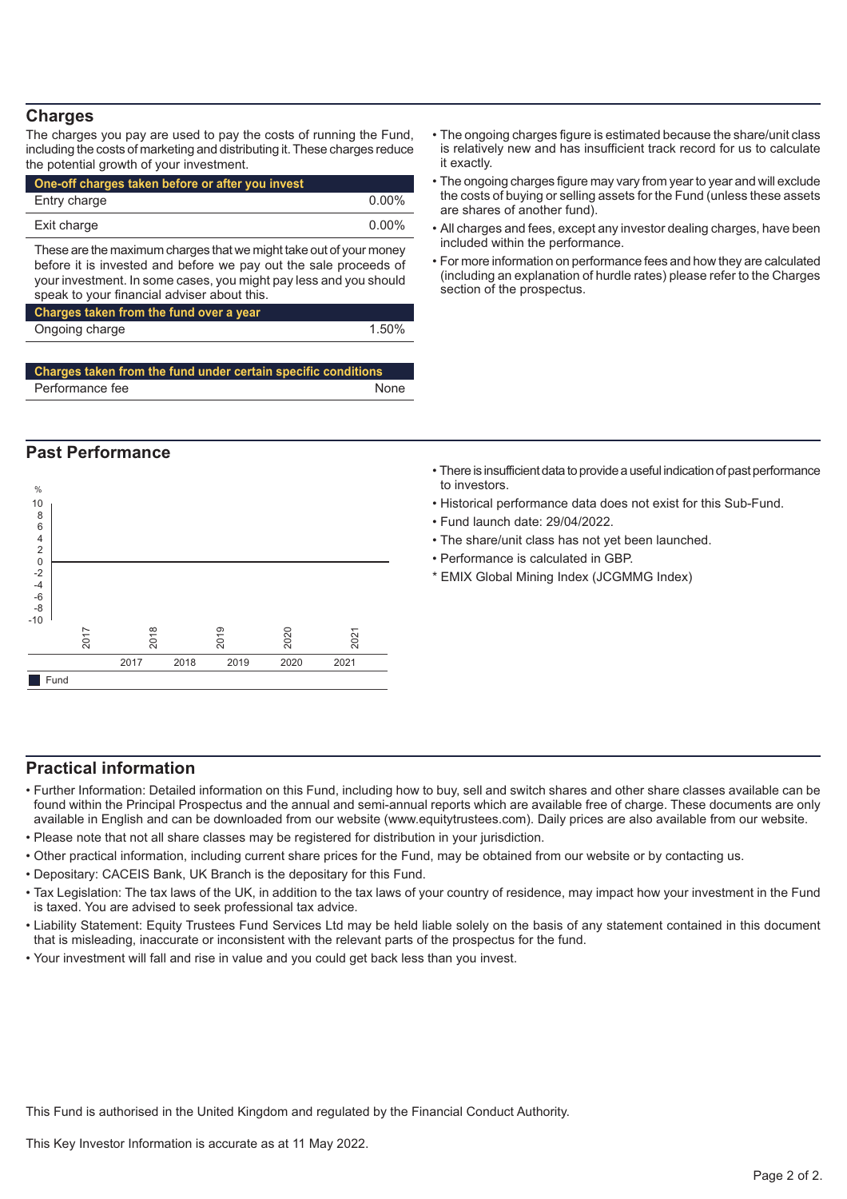## Charges

The charges you pay are used to pay the costs of running the Fund, including the costs of marketing and distributing it. These charges reduce the potential growth of your investment.

| One-off charges taken before or after you invest | |
|---|---|
| Entry charge | 0.00% |
| Exit charge | 0.00% |

These are the maximum charges that we might take out of your money before it is invested and before we pay out the sale proceeds of your investment. In some cases, you might pay less and you should speak to your financial adviser about this.

| Charges taken from the fund over a year | |
|---|---|
| Ongoing charge | 1.50% |

| Charges taken from the fund under certain specific conditions | |
|---|---|
| Performance fee | None |

- The ongoing charges figure is estimated because the share/unit class is relatively new and has insufficient track record for us to calculate it exactly.
- The ongoing charges figure may vary from year to year and will exclude the costs of buying or selling assets for the Fund (unless these assets are shares of another fund).
- All charges and fees, except any investor dealing charges, have been included within the performance.
- For more information on performance fees and how they are calculated (including an explanation of hurdle rates) please refer to the Charges section of the prospectus.

## Past Performance

%
10
8
6
4
2
0
-2
-4
-6
-8
-10

2017 2018 2019 2020 2021

2017 2018 2019 2020 2021

Fund

- There is insufficient data to provide a useful indication of past performance to investors.
- Historical performance data does not exist for this Sub-Fund.
- Fund launch date: 29/04/2022.
- The share/unit class has not yet been launched.
- Performance is calculated in GBP.

\* EMIX Global Mining Index (JCGMMG Index)

## Practical information

- Further Information: Detailed information on this Fund, including how to buy, sell and switch shares and other share classes available can be found within the Principal Prospectus and the annual and semi-annual reports which are available free of charge. These documents are only available in English and can be downloaded from our website (www.equitytrustees.com). Daily prices are also available from our website.
- Please note that not all share classes may be registered for distribution in your jurisdiction.
- Other practical information, including current share prices for the Fund, may be obtained from our website or by contacting us.
- Depositary: CACEIS Bank, UK Branch is the depositary for this Fund.
- Tax Legislation: The tax laws of the UK, in addition to the tax laws of your country of residence, may impact how your investment in the Fund is taxed. You are advised to seek professional tax advice.
- Liability Statement: Equity Trustees Fund Services Ltd may be held liable solely on the basis of any statement contained in this document that is misleading, inaccurate or inconsistent with the relevant parts of the prospectus for the fund.
- Your investment will fall and rise in value and you could get back less than you invest.

This Fund is authorised in the United Kingdom and regulated by the Financial Conduct Authority.

This Key Investor Information is accurate as at 11 May 2022.